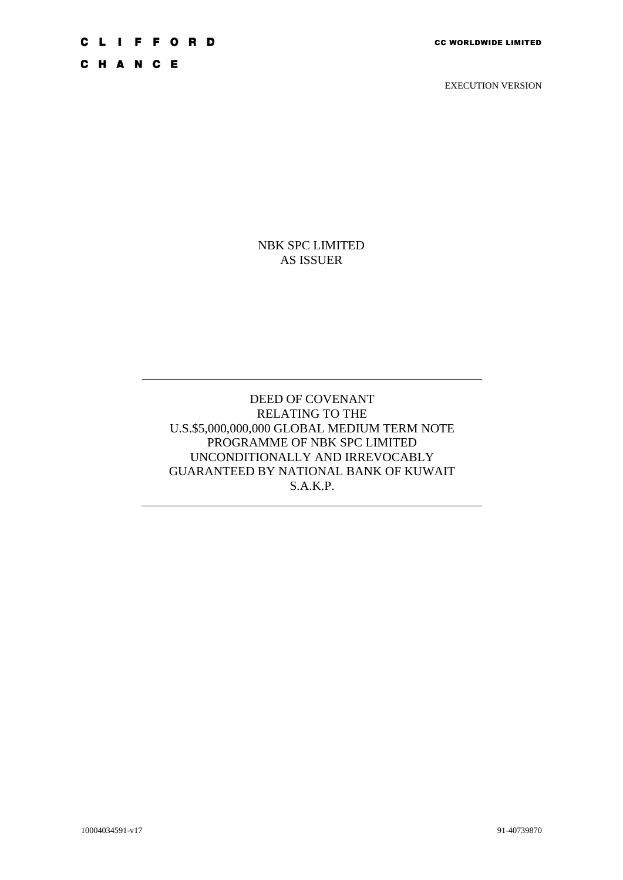CLIFFORD CHANCE

CC WORLDWIDE LIMITED

EXECUTION VERSION

NBK SPC LIMITED
AS ISSUER

---

# DEED OF COVENANT
# RELATING TO THE
# U.S.$5,000,000,000 GLOBAL MEDIUM TERM NOTE PROGRAMME OF NBK SPC LIMITED UNCONDITIONALLY AND IRREVOCABLY GUARANTEED BY NATIONAL BANK OF KUWAIT S.A.K.P.

---

10004034591-v17

91-40739870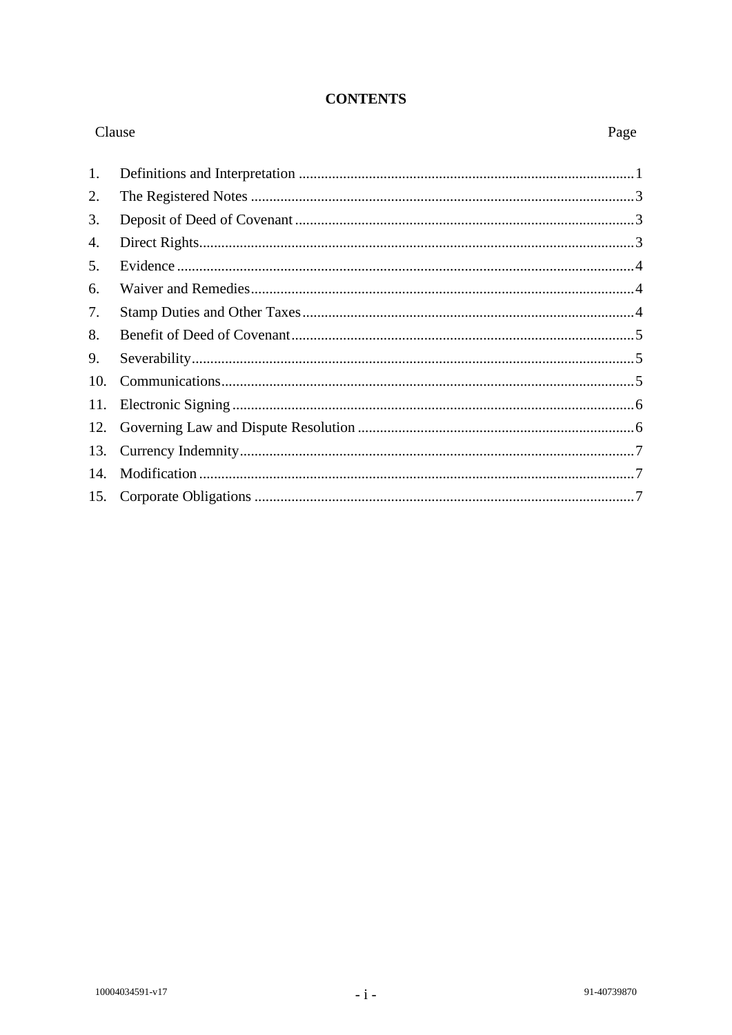# CONTENTS

| Clause | | Page |
|---|---|---|
| 1. | Definitions and Interpretation | 1 |
| 2. | The Registered Notes | 3 |
| 3. | Deposit of Deed of Covenant | 3 |
| 4. | Direct Rights | 3 |
| 5. | Evidence | 4 |
| 6. | Waiver and Remedies | 4 |
| 7. | Stamp Duties and Other Taxes | 4 |
| 8. | Benefit of Deed of Covenant | 5 |
| 9. | Severability | 5 |
| 10. | Communications | 5 |
| 11. | Electronic Signing | 6 |
| 12. | Governing Law and Dispute Resolution | 6 |
| 13. | Currency Indemnity | 7 |
| 14. | Modification | 7 |
| 15. | Corporate Obligations | 7 |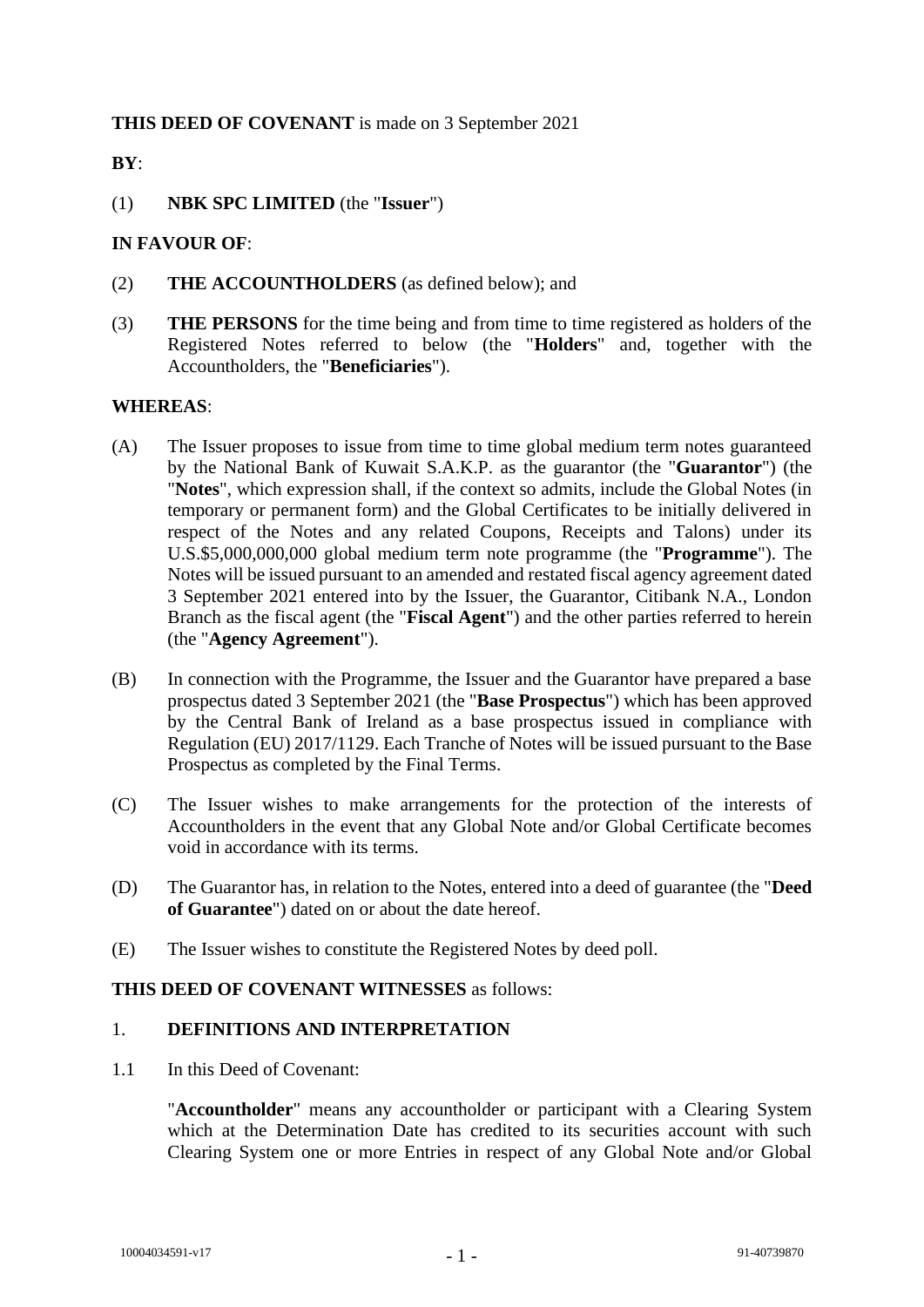**THIS DEED OF COVENANT** is made on 3 September 2021

**BY**:

(1) **NBK SPC LIMITED** (the "**Issuer**")

**IN FAVOUR OF**:

(2) **THE ACCOUNTHOLDERS** (as defined below); and

(3) **THE PERSONS** for the time being and from time to time registered as holders of the Registered Notes referred to below (the "**Holders**" and, together with the Accountholders, the "**Beneficiaries**").

**WHEREAS**:

(A) The Issuer proposes to issue from time to time global medium term notes guaranteed by the National Bank of Kuwait S.A.K.P. as the guarantor (the "**Guarantor**") (the "**Notes**", which expression shall, if the context so admits, include the Global Notes (in temporary or permanent form) and the Global Certificates to be initially delivered in respect of the Notes and any related Coupons, Receipts and Talons) under its U.S.$5,000,000,000 global medium term note programme (the "**Programme**"). The Notes will be issued pursuant to an amended and restated fiscal agency agreement dated 3 September 2021 entered into by the Issuer, the Guarantor, Citibank N.A., London Branch as the fiscal agent (the "**Fiscal Agent**") and the other parties referred to herein (the "**Agency Agreement**").

(B) In connection with the Programme, the Issuer and the Guarantor have prepared a base prospectus dated 3 September 2021 (the "**Base Prospectus**") which has been approved by the Central Bank of Ireland as a base prospectus issued in compliance with Regulation (EU) 2017/1129. Each Tranche of Notes will be issued pursuant to the Base Prospectus as completed by the Final Terms.

(C) The Issuer wishes to make arrangements for the protection of the interests of Accountholders in the event that any Global Note and/or Global Certificate becomes void in accordance with its terms.

(D) The Guarantor has, in relation to the Notes, entered into a deed of guarantee (the "**Deed of Guarantee**") dated on or about the date hereof.

(E) The Issuer wishes to constitute the Registered Notes by deed poll.

**THIS DEED OF COVENANT WITNESSES** as follows:

## 1. DEFINITIONS AND INTERPRETATION

1.1 In this Deed of Covenant:

"**Accountholder**" means any accountholder or participant with a Clearing System which at the Determination Date has credited to its securities account with such Clearing System one or more Entries in respect of any Global Note and/or Global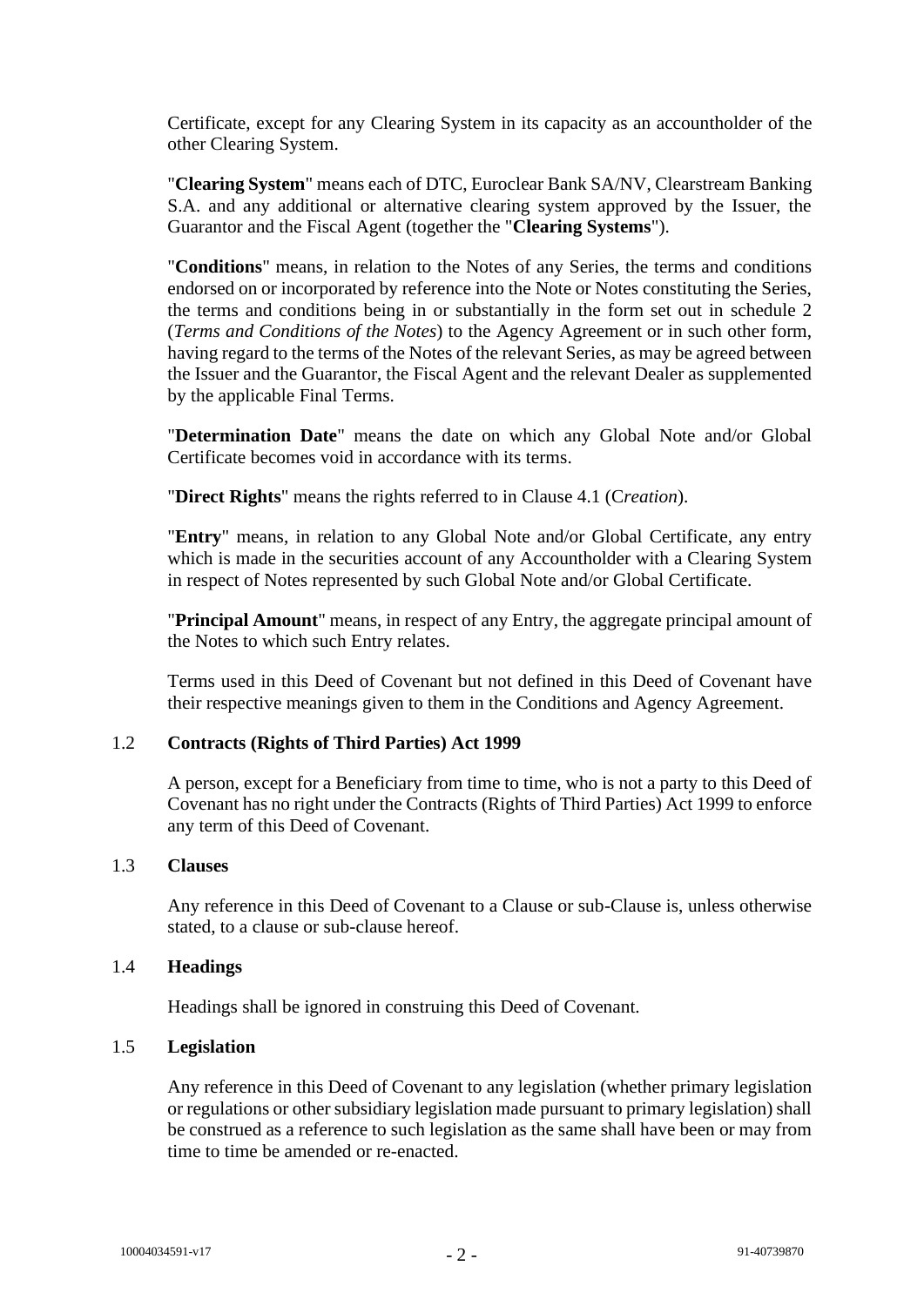Certificate, except for any Clearing System in its capacity as an accountholder of the other Clearing System.

"**Clearing System**" means each of DTC, Euroclear Bank SA/NV, Clearstream Banking S.A. and any additional or alternative clearing system approved by the Issuer, the Guarantor and the Fiscal Agent (together the "**Clearing Systems**").

"**Conditions**" means, in relation to the Notes of any Series, the terms and conditions endorsed on or incorporated by reference into the Note or Notes constituting the Series, the terms and conditions being in or substantially in the form set out in schedule 2 (*Terms and Conditions of the Notes*) to the Agency Agreement or in such other form, having regard to the terms of the Notes of the relevant Series, as may be agreed between the Issuer and the Guarantor, the Fiscal Agent and the relevant Dealer as supplemented by the applicable Final Terms.

"**Determination Date**" means the date on which any Global Note and/or Global Certificate becomes void in accordance with its terms.

"**Direct Rights**" means the rights referred to in Clause 4.1 (C*reation*).

"**Entry**" means, in relation to any Global Note and/or Global Certificate, any entry which is made in the securities account of any Accountholder with a Clearing System in respect of Notes represented by such Global Note and/or Global Certificate.

"**Principal Amount**" means, in respect of any Entry, the aggregate principal amount of the Notes to which such Entry relates.

Terms used in this Deed of Covenant but not defined in this Deed of Covenant have their respective meanings given to them in the Conditions and Agency Agreement.

### 1.2 Contracts (Rights of Third Parties) Act 1999

A person, except for a Beneficiary from time to time, who is not a party to this Deed of Covenant has no right under the Contracts (Rights of Third Parties) Act 1999 to enforce any term of this Deed of Covenant.

### 1.3 Clauses

Any reference in this Deed of Covenant to a Clause or sub-Clause is, unless otherwise stated, to a clause or sub-clause hereof.

### 1.4 Headings

Headings shall be ignored in construing this Deed of Covenant.

### 1.5 Legislation

Any reference in this Deed of Covenant to any legislation (whether primary legislation or regulations or other subsidiary legislation made pursuant to primary legislation) shall be construed as a reference to such legislation as the same shall have been or may from time to time be amended or re-enacted.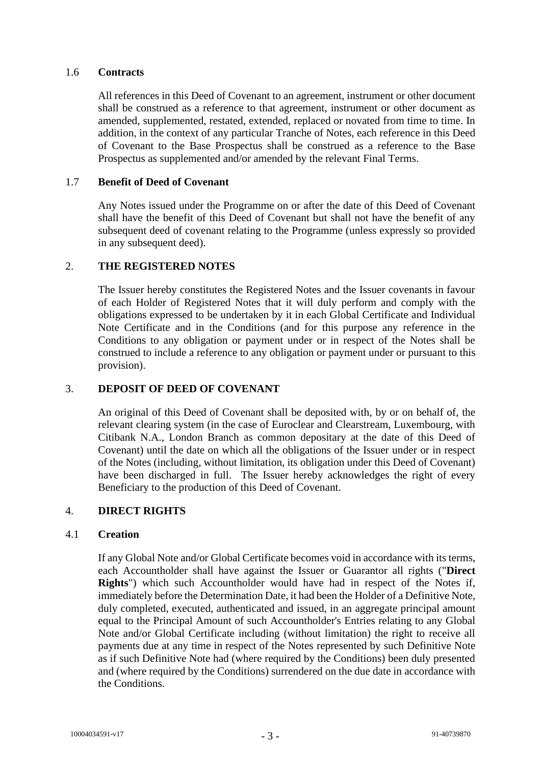### 1.6 **Contracts**

All references in this Deed of Covenant to an agreement, instrument or other document shall be construed as a reference to that agreement, instrument or other document as amended, supplemented, restated, extended, replaced or novated from time to time. In addition, in the context of any particular Tranche of Notes, each reference in this Deed of Covenant to the Base Prospectus shall be construed as a reference to the Base Prospectus as supplemented and/or amended by the relevant Final Terms.

### 1.7 **Benefit of Deed of Covenant**

Any Notes issued under the Programme on or after the date of this Deed of Covenant shall have the benefit of this Deed of Covenant but shall not have the benefit of any subsequent deed of covenant relating to the Programme (unless expressly so provided in any subsequent deed).

## 2. **THE REGISTERED NOTES**

The Issuer hereby constitutes the Registered Notes and the Issuer covenants in favour of each Holder of Registered Notes that it will duly perform and comply with the obligations expressed to be undertaken by it in each Global Certificate and Individual Note Certificate and in the Conditions (and for this purpose any reference in the Conditions to any obligation or payment under or in respect of the Notes shall be construed to include a reference to any obligation or payment under or pursuant to this provision).

## 3. **DEPOSIT OF DEED OF COVENANT**

An original of this Deed of Covenant shall be deposited with, by or on behalf of, the relevant clearing system (in the case of Euroclear and Clearstream, Luxembourg, with Citibank N.A., London Branch as common depositary at the date of this Deed of Covenant) until the date on which all the obligations of the Issuer under or in respect of the Notes (including, without limitation, its obligation under this Deed of Covenant) have been discharged in full. The Issuer hereby acknowledges the right of every Beneficiary to the production of this Deed of Covenant.

## 4. **DIRECT RIGHTS**

### 4.1 **Creation**

If any Global Note and/or Global Certificate becomes void in accordance with its terms, each Accountholder shall have against the Issuer or Guarantor all rights ("**Direct Rights**") which such Accountholder would have had in respect of the Notes if, immediately before the Determination Date, it had been the Holder of a Definitive Note, duly completed, executed, authenticated and issued, in an aggregate principal amount equal to the Principal Amount of such Accountholder's Entries relating to any Global Note and/or Global Certificate including (without limitation) the right to receive all payments due at any time in respect of the Notes represented by such Definitive Note as if such Definitive Note had (where required by the Conditions) been duly presented and (where required by the Conditions) surrendered on the due date in accordance with the Conditions.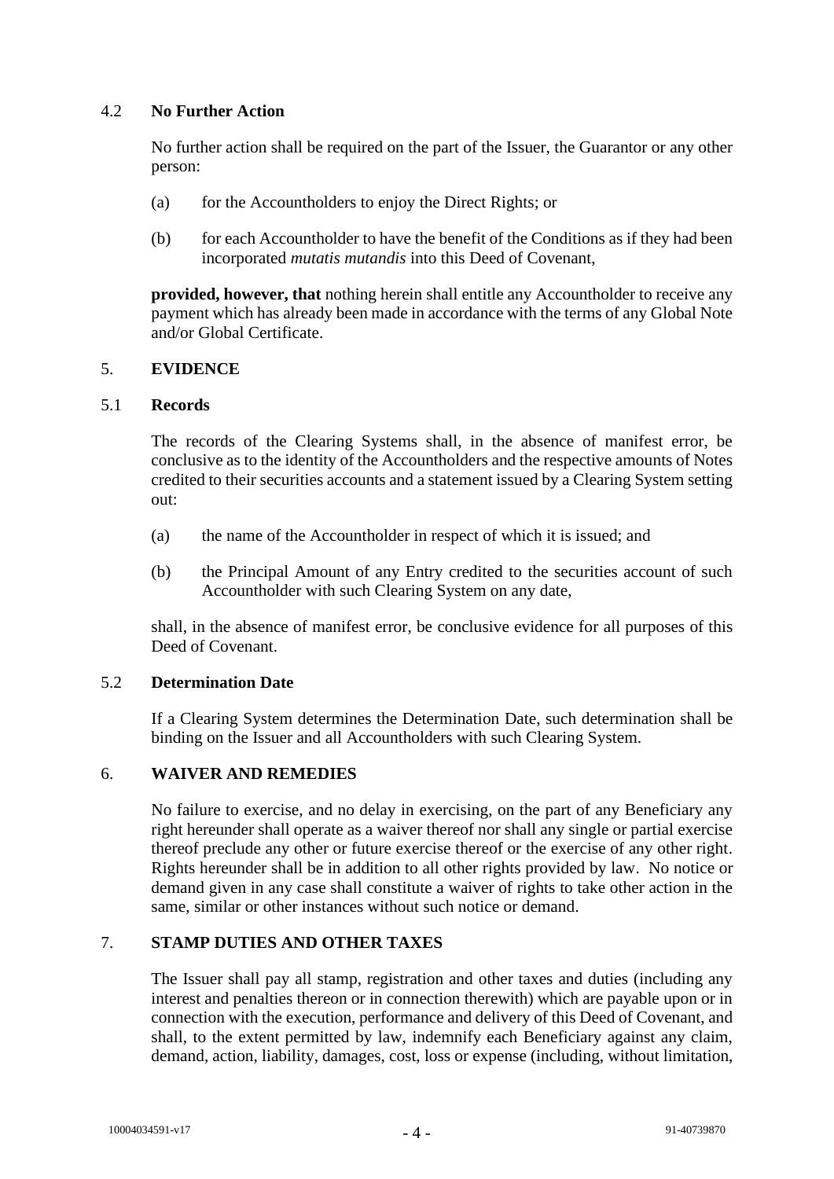### 4.2 No Further Action

No further action shall be required on the part of the Issuer, the Guarantor or any other person:

(a) for the Accountholders to enjoy the Direct Rights; or

(b) for each Accountholder to have the benefit of the Conditions as if they had been incorporated *mutatis mutandis* into this Deed of Covenant,

**provided, however, that** nothing herein shall entitle any Accountholder to receive any payment which has already been made in accordance with the terms of any Global Note and/or Global Certificate.

## 5. EVIDENCE

### 5.1 Records

The records of the Clearing Systems shall, in the absence of manifest error, be conclusive as to the identity of the Accountholders and the respective amounts of Notes credited to their securities accounts and a statement issued by a Clearing System setting out:

(a) the name of the Accountholder in respect of which it is issued; and

(b) the Principal Amount of any Entry credited to the securities account of such Accountholder with such Clearing System on any date,

shall, in the absence of manifest error, be conclusive evidence for all purposes of this Deed of Covenant.

### 5.2 Determination Date

If a Clearing System determines the Determination Date, such determination shall be binding on the Issuer and all Accountholders with such Clearing System.

## 6. WAIVER AND REMEDIES

No failure to exercise, and no delay in exercising, on the part of any Beneficiary any right hereunder shall operate as a waiver thereof nor shall any single or partial exercise thereof preclude any other or future exercise thereof or the exercise of any other right. Rights hereunder shall be in addition to all other rights provided by law. No notice or demand given in any case shall constitute a waiver of rights to take other action in the same, similar or other instances without such notice or demand.

## 7. STAMP DUTIES AND OTHER TAXES

The Issuer shall pay all stamp, registration and other taxes and duties (including any interest and penalties thereon or in connection therewith) which are payable upon or in connection with the execution, performance and delivery of this Deed of Covenant, and shall, to the extent permitted by law, indemnify each Beneficiary against any claim, demand, action, liability, damages, cost, loss or expense (including, without limitation,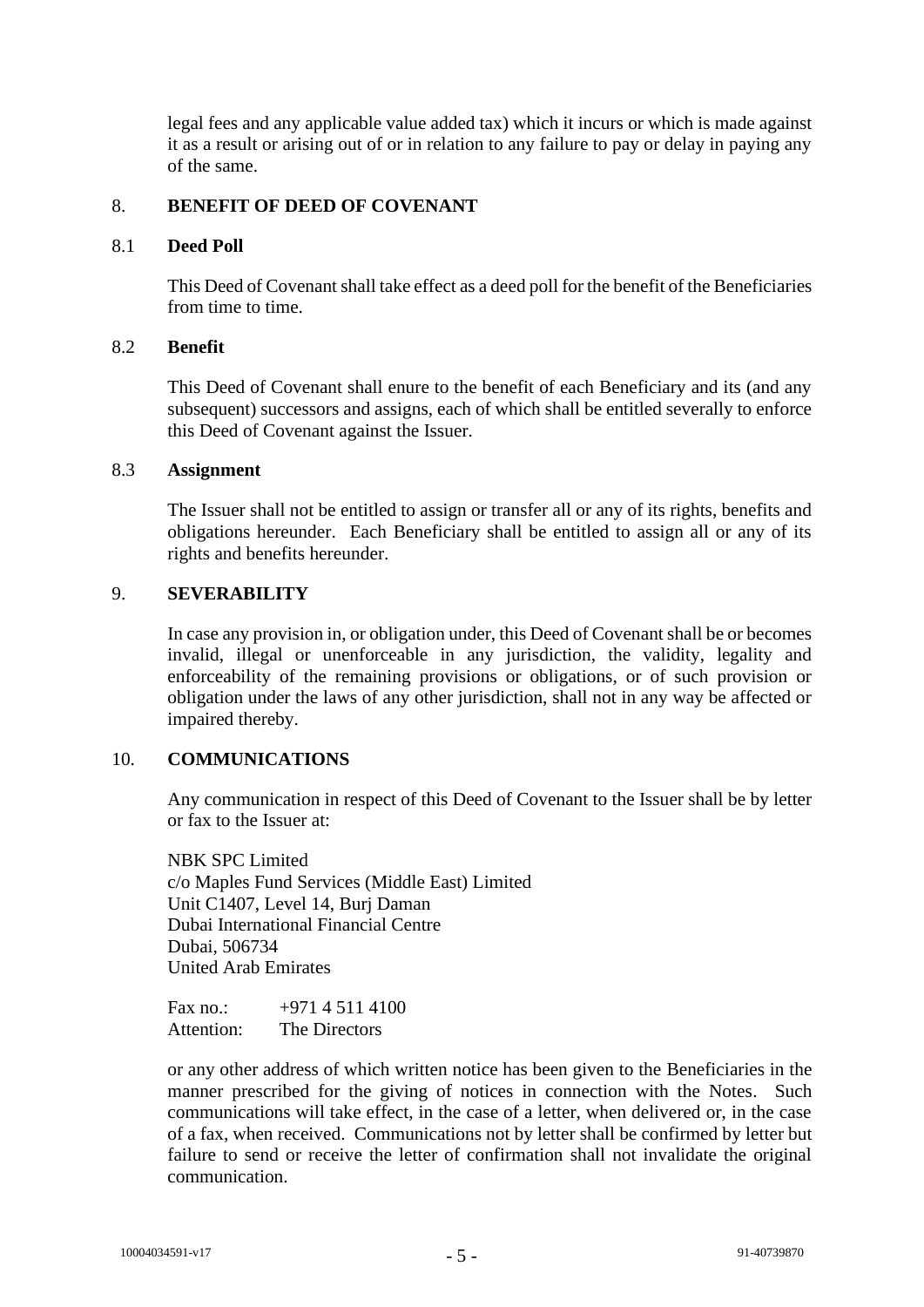legal fees and any applicable value added tax) which it incurs or which is made against it as a result or arising out of or in relation to any failure to pay or delay in paying any of the same.

## 8. BENEFIT OF DEED OF COVENANT

### 8.1 Deed Poll

This Deed of Covenant shall take effect as a deed poll for the benefit of the Beneficiaries from time to time.

### 8.2 Benefit

This Deed of Covenant shall enure to the benefit of each Beneficiary and its (and any subsequent) successors and assigns, each of which shall be entitled severally to enforce this Deed of Covenant against the Issuer.

### 8.3 Assignment

The Issuer shall not be entitled to assign or transfer all or any of its rights, benefits and obligations hereunder. Each Beneficiary shall be entitled to assign all or any of its rights and benefits hereunder.

## 9. SEVERABILITY

In case any provision in, or obligation under, this Deed of Covenant shall be or becomes invalid, illegal or unenforceable in any jurisdiction, the validity, legality and enforceability of the remaining provisions or obligations, or of such provision or obligation under the laws of any other jurisdiction, shall not in any way be affected or impaired thereby.

## 10. COMMUNICATIONS

Any communication in respect of this Deed of Covenant to the Issuer shall be by letter or fax to the Issuer at:

NBK SPC Limited
c/o Maples Fund Services (Middle East) Limited
Unit C1407, Level 14, Burj Daman
Dubai International Financial Centre
Dubai, 506734
United Arab Emirates

Fax no.: +971 4 511 4100
Attention: The Directors

or any other address of which written notice has been given to the Beneficiaries in the manner prescribed for the giving of notices in connection with the Notes. Such communications will take effect, in the case of a letter, when delivered or, in the case of a fax, when received. Communications not by letter shall be confirmed by letter but failure to send or receive the letter of confirmation shall not invalidate the original communication.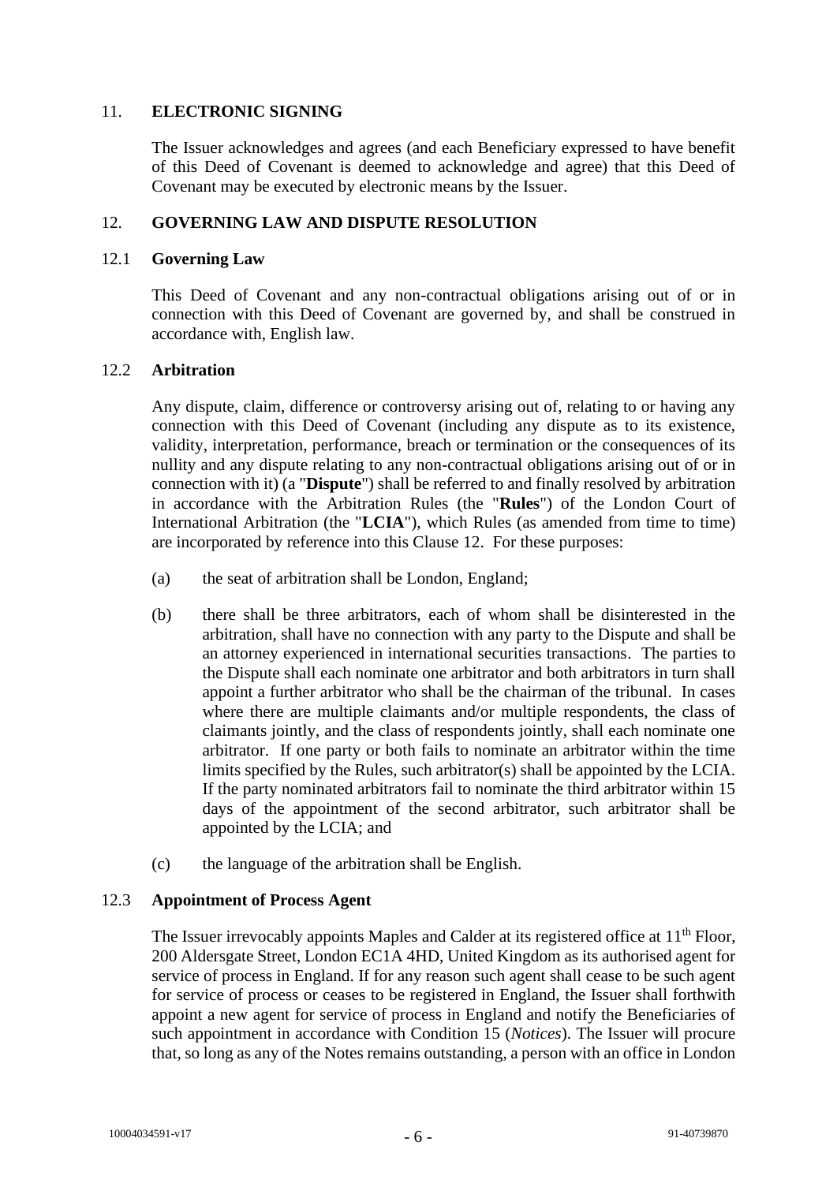## 11. ELECTRONIC SIGNING

The Issuer acknowledges and agrees (and each Beneficiary expressed to have benefit of this Deed of Covenant is deemed to acknowledge and agree) that this Deed of Covenant may be executed by electronic means by the Issuer.

## 12. GOVERNING LAW AND DISPUTE RESOLUTION

### 12.1 Governing Law

This Deed of Covenant and any non-contractual obligations arising out of or in connection with this Deed of Covenant are governed by, and shall be construed in accordance with, English law.

### 12.2 Arbitration

Any dispute, claim, difference or controversy arising out of, relating to or having any connection with this Deed of Covenant (including any dispute as to its existence, validity, interpretation, performance, breach or termination or the consequences of its nullity and any dispute relating to any non-contractual obligations arising out of or in connection with it) (a "**Dispute**") shall be referred to and finally resolved by arbitration in accordance with the Arbitration Rules (the "**Rules**") of the London Court of International Arbitration (the "**LCIA**"), which Rules (as amended from time to time) are incorporated by reference into this Clause 12. For these purposes:

(a) the seat of arbitration shall be London, England;

(b) there shall be three arbitrators, each of whom shall be disinterested in the arbitration, shall have no connection with any party to the Dispute and shall be an attorney experienced in international securities transactions. The parties to the Dispute shall each nominate one arbitrator and both arbitrators in turn shall appoint a further arbitrator who shall be the chairman of the tribunal. In cases where there are multiple claimants and/or multiple respondents, the class of claimants jointly, and the class of respondents jointly, shall each nominate one arbitrator. If one party or both fails to nominate an arbitrator within the time limits specified by the Rules, such arbitrator(s) shall be appointed by the LCIA. If the party nominated arbitrators fail to nominate the third arbitrator within 15 days of the appointment of the second arbitrator, such arbitrator shall be appointed by the LCIA; and

(c) the language of the arbitration shall be English.

### 12.3 Appointment of Process Agent

The Issuer irrevocably appoints Maples and Calder at its registered office at 11th Floor, 200 Aldersgate Street, London EC1A 4HD, United Kingdom as its authorised agent for service of process in England. If for any reason such agent shall cease to be such agent for service of process or ceases to be registered in England, the Issuer shall forthwith appoint a new agent for service of process in England and notify the Beneficiaries of such appointment in accordance with Condition 15 (*Notices*). The Issuer will procure that, so long as any of the Notes remains outstanding, a person with an office in London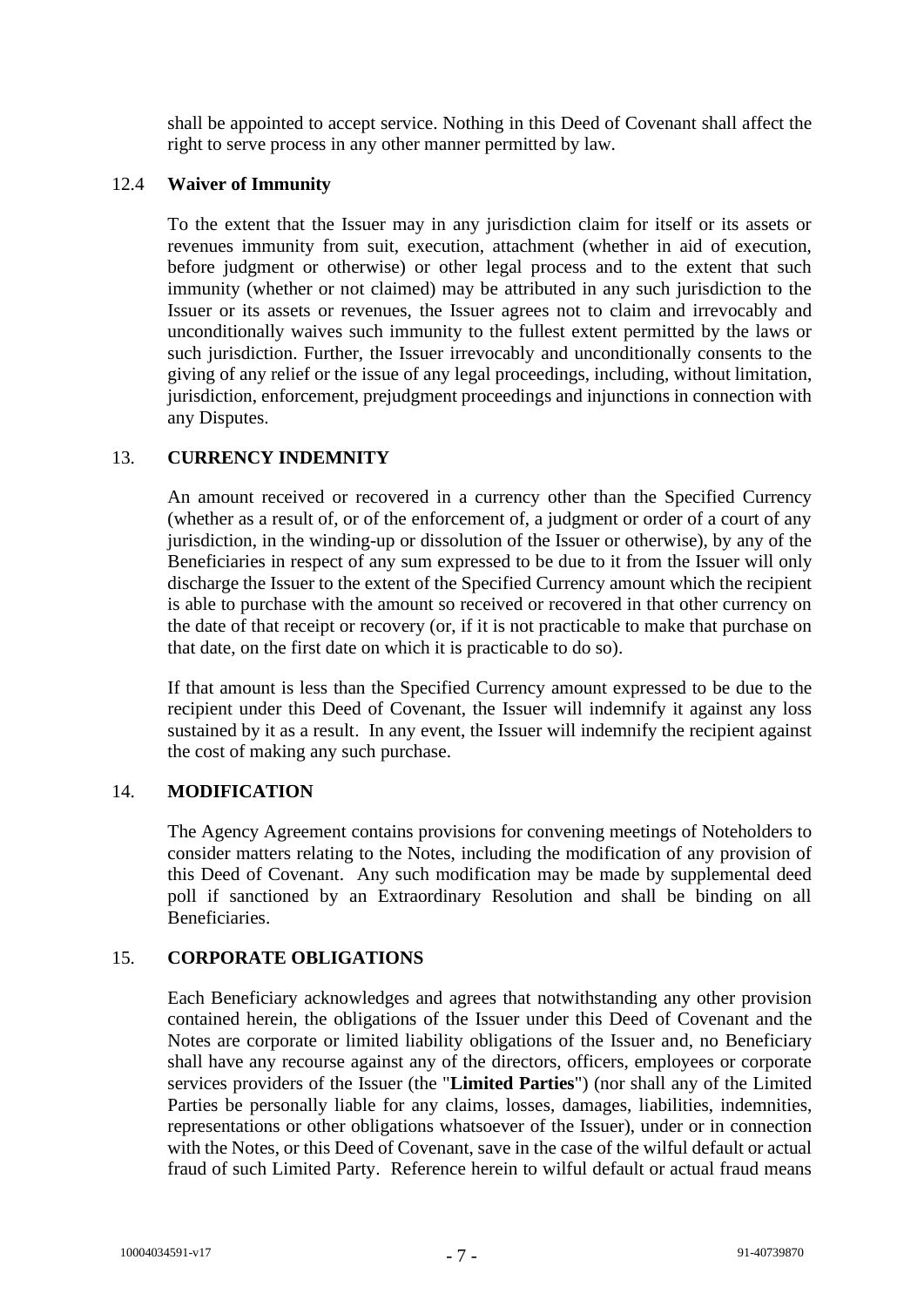shall be appointed to accept service. Nothing in this Deed of Covenant shall affect the right to serve process in any other manner permitted by law.

### 12.4 Waiver of Immunity

To the extent that the Issuer may in any jurisdiction claim for itself or its assets or revenues immunity from suit, execution, attachment (whether in aid of execution, before judgment or otherwise) or other legal process and to the extent that such immunity (whether or not claimed) may be attributed in any such jurisdiction to the Issuer or its assets or revenues, the Issuer agrees not to claim and irrevocably and unconditionally waives such immunity to the fullest extent permitted by the laws or such jurisdiction. Further, the Issuer irrevocably and unconditionally consents to the giving of any relief or the issue of any legal proceedings, including, without limitation, jurisdiction, enforcement, prejudgment proceedings and injunctions in connection with any Disputes.

## 13. CURRENCY INDEMNITY

An amount received or recovered in a currency other than the Specified Currency (whether as a result of, or of the enforcement of, a judgment or order of a court of any jurisdiction, in the winding-up or dissolution of the Issuer or otherwise), by any of the Beneficiaries in respect of any sum expressed to be due to it from the Issuer will only discharge the Issuer to the extent of the Specified Currency amount which the recipient is able to purchase with the amount so received or recovered in that other currency on the date of that receipt or recovery (or, if it is not practicable to make that purchase on that date, on the first date on which it is practicable to do so).

If that amount is less than the Specified Currency amount expressed to be due to the recipient under this Deed of Covenant, the Issuer will indemnify it against any loss sustained by it as a result. In any event, the Issuer will indemnify the recipient against the cost of making any such purchase.

## 14. MODIFICATION

The Agency Agreement contains provisions for convening meetings of Noteholders to consider matters relating to the Notes, including the modification of any provision of this Deed of Covenant. Any such modification may be made by supplemental deed poll if sanctioned by an Extraordinary Resolution and shall be binding on all Beneficiaries.

## 15. CORPORATE OBLIGATIONS

Each Beneficiary acknowledges and agrees that notwithstanding any other provision contained herein, the obligations of the Issuer under this Deed of Covenant and the Notes are corporate or limited liability obligations of the Issuer and, no Beneficiary shall have any recourse against any of the directors, officers, employees or corporate services providers of the Issuer (the "**Limited Parties**") (nor shall any of the Limited Parties be personally liable for any claims, losses, damages, liabilities, indemnities, representations or other obligations whatsoever of the Issuer), under or in connection with the Notes, or this Deed of Covenant, save in the case of the wilful default or actual fraud of such Limited Party. Reference herein to wilful default or actual fraud means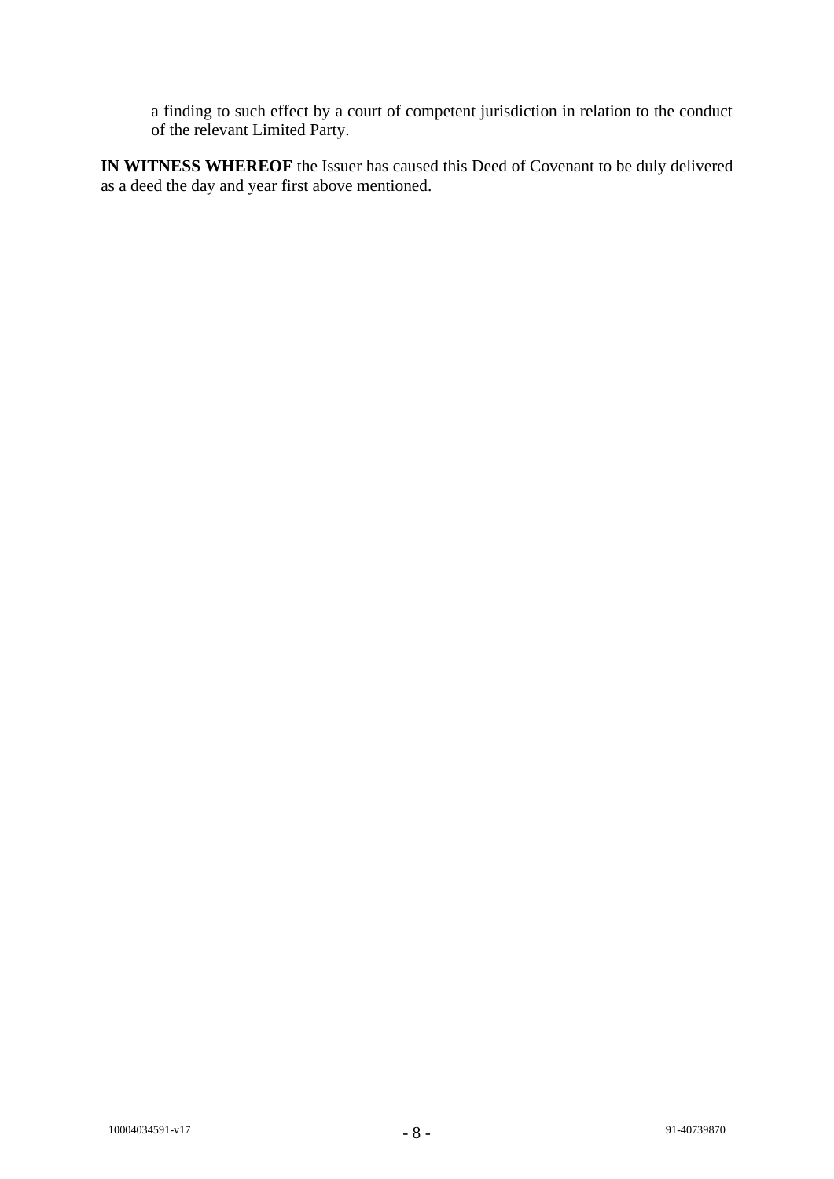a finding to such effect by a court of competent jurisdiction in relation to the conduct of the relevant Limited Party.

**IN WITNESS WHEREOF** the Issuer has caused this Deed of Covenant to be duly delivered as a deed the day and year first above mentioned.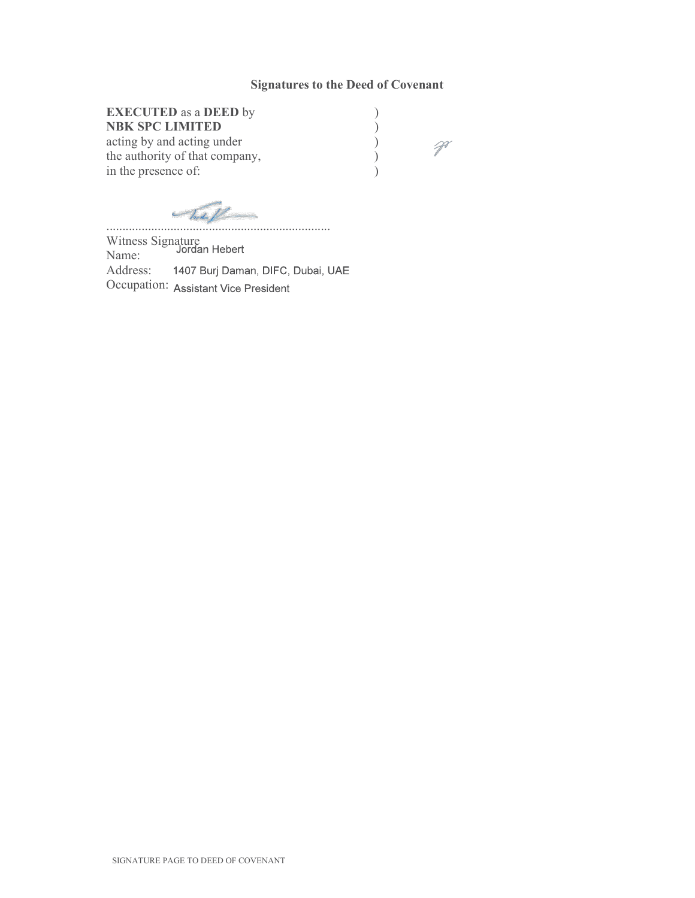## Signatures to the Deed of Covenant

**EXECUTED** as a **DEED** by )
**NBK SPC LIMITED** )
acting by and acting under )
the authority of that company, )
in the presence of: )

.....................................................................
Witness Signature
Name: Jordan Hebert
Address: 1407 Burj Daman, DIFC, Dubai, UAE
Occupation: Assistant Vice President

SIGNATURE PAGE TO DEED OF COVENANT